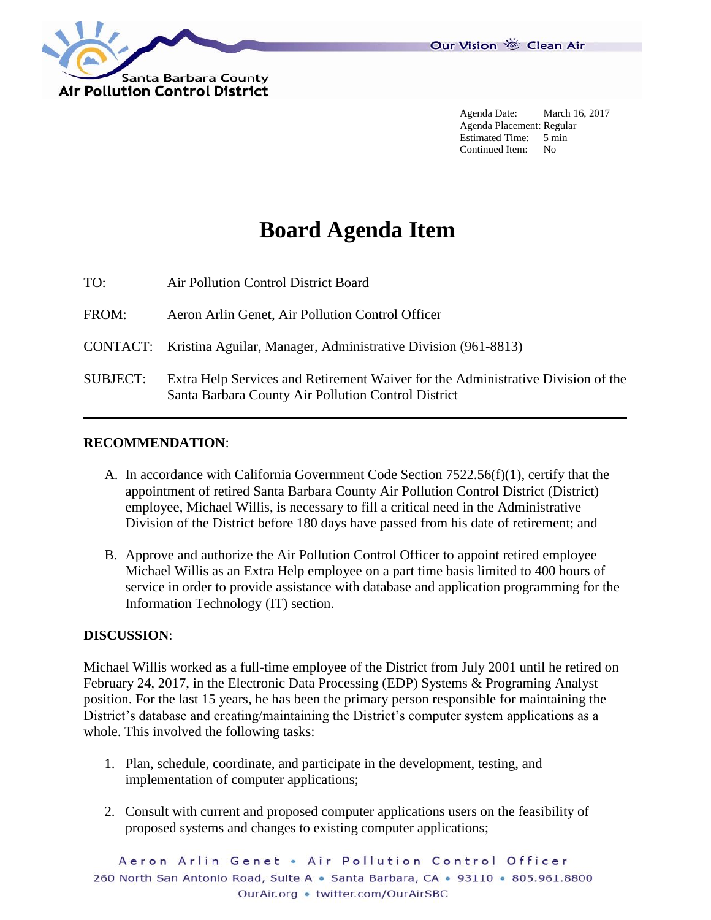Santa Barbara County
Air Pollution Control District

Our Vision Clean Air

Agenda Date: March 16, 2017
Agenda Placement: Regular
Estimated Time: 5 min
Continued Item: No

# Board Agenda Item

TO: Air Pollution Control District Board

FROM: Aeron Arlin Genet, Air Pollution Control Officer

CONTACT: Kristina Aguilar, Manager, Administrative Division (961-8813)

SUBJECT: Extra Help Services and Retirement Waiver for the Administrative Division of the Santa Barbara County Air Pollution Control District

---

**RECOMMENDATION**:

A. In accordance with California Government Code Section 7522.56(f)(1), certify that the appointment of retired Santa Barbara County Air Pollution Control District (District) employee, Michael Willis, is necessary to fill a critical need in the Administrative Division of the District before 180 days have passed from his date of retirement; and

B. Approve and authorize the Air Pollution Control Officer to appoint retired employee Michael Willis as an Extra Help employee on a part time basis limited to 400 hours of service in order to provide assistance with database and application programming for the Information Technology (IT) section.

**DISCUSSION**:

Michael Willis worked as a full-time employee of the District from July 2001 until he retired on February 24, 2017, in the Electronic Data Processing (EDP) Systems & Programing Analyst position. For the last 15 years, he has been the primary person responsible for maintaining the District's database and creating/maintaining the District's computer system applications as a whole. This involved the following tasks:

1. Plan, schedule, coordinate, and participate in the development, testing, and implementation of computer applications;

2. Consult with current and proposed computer applications users on the feasibility of proposed systems and changes to existing computer applications;

Aeron Arlin Genet • Air Pollution Control Officer
260 North San Antonio Road, Suite A • Santa Barbara, CA • 93110 • 805.961.8800
OurAir.org • twitter.com/OurAirSBC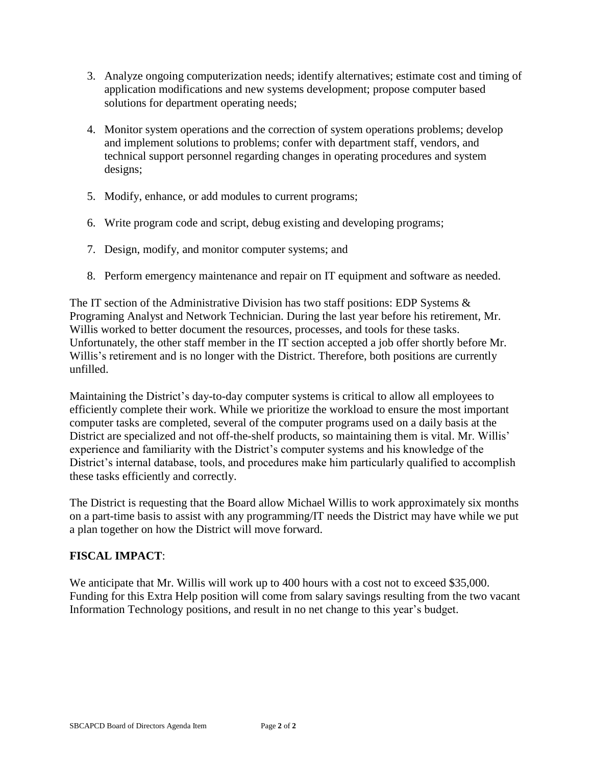3. Analyze ongoing computerization needs; identify alternatives; estimate cost and timing of application modifications and new systems development; propose computer based solutions for department operating needs;

4. Monitor system operations and the correction of system operations problems; develop and implement solutions to problems; confer with department staff, vendors, and technical support personnel regarding changes in operating procedures and system designs;

5. Modify, enhance, or add modules to current programs;

6. Write program code and script, debug existing and developing programs;

7. Design, modify, and monitor computer systems; and

8. Perform emergency maintenance and repair on IT equipment and software as needed.

The IT section of the Administrative Division has two staff positions: EDP Systems & Programing Analyst and Network Technician. During the last year before his retirement, Mr. Willis worked to better document the resources, processes, and tools for these tasks. Unfortunately, the other staff member in the IT section accepted a job offer shortly before Mr. Willis's retirement and is no longer with the District. Therefore, both positions are currently unfilled.

Maintaining the District's day-to-day computer systems is critical to allow all employees to efficiently complete their work. While we prioritize the workload to ensure the most important computer tasks are completed, several of the computer programs used on a daily basis at the District are specialized and not off-the-shelf products, so maintaining them is vital. Mr. Willis' experience and familiarity with the District's computer systems and his knowledge of the District's internal database, tools, and procedures make him particularly qualified to accomplish these tasks efficiently and correctly.

The District is requesting that the Board allow Michael Willis to work approximately six months on a part-time basis to assist with any programming/IT needs the District may have while we put a plan together on how the District will move forward.

**FISCAL IMPACT**:

We anticipate that Mr. Willis will work up to 400 hours with a cost not to exceed $35,000. Funding for this Extra Help position will come from salary savings resulting from the two vacant Information Technology positions, and result in no net change to this year's budget.